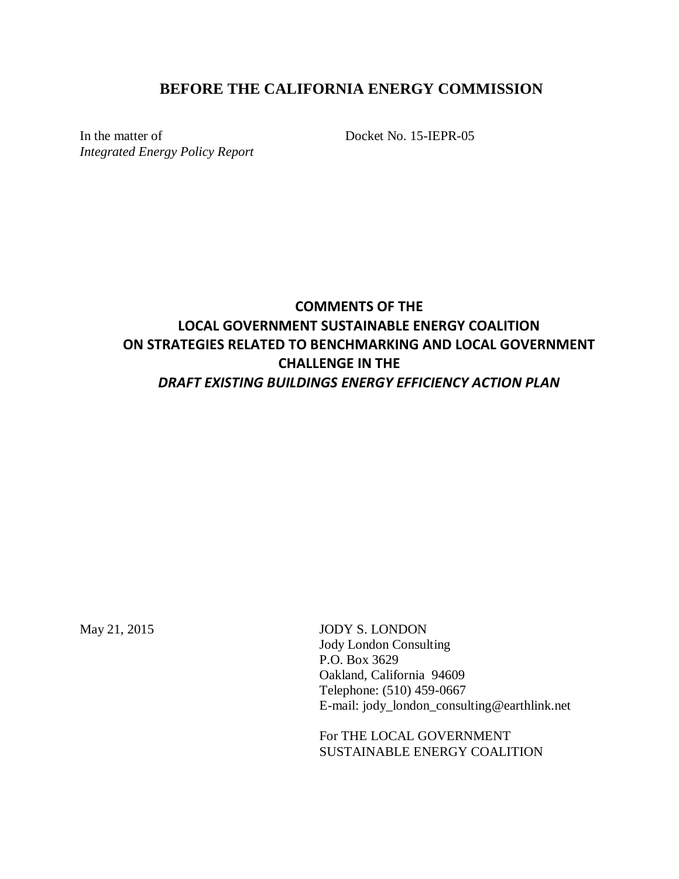# BEFORE THE CALIFORNIA ENERGY COMMISSION

In the matter of
*Integrated Energy Policy Report*

Docket No. 15-IEPR-05

## COMMENTS OF THE LOCAL GOVERNMENT SUSTAINABLE ENERGY COALITION ON STRATEGIES RELATED TO BENCHMARKING AND LOCAL GOVERNMENT CHALLENGE IN THE *DRAFT EXISTING BUILDINGS ENERGY EFFICIENCY ACTION PLAN*

May 21, 2015

JODY S. LONDON
Jody London Consulting
P.O. Box 3629
Oakland, California 94609
Telephone: (510) 459-0667
E-mail: jody_london_consulting@earthlink.net

For THE LOCAL GOVERNMENT SUSTAINABLE ENERGY COALITION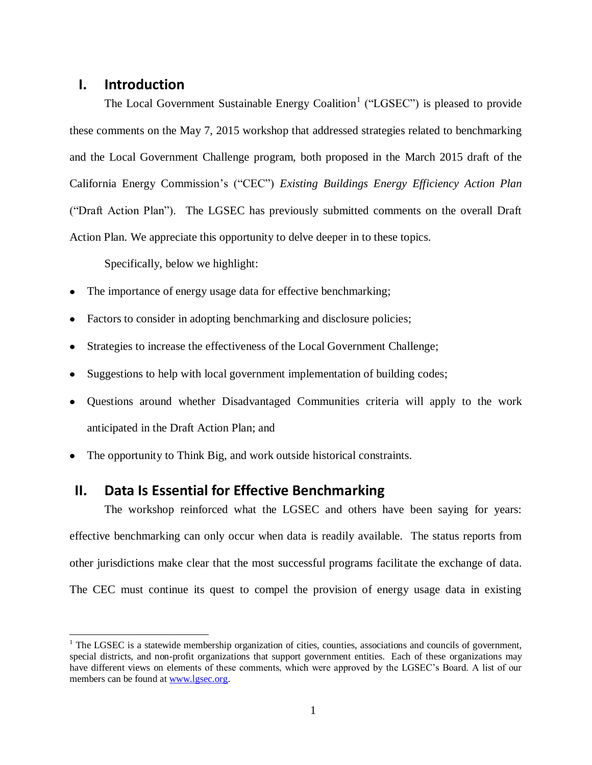## I. Introduction

The Local Government Sustainable Energy Coalition[1] ("LGSEC") is pleased to provide these comments on the May 7, 2015 workshop that addressed strategies related to benchmarking and the Local Government Challenge program, both proposed in the March 2015 draft of the California Energy Commission's ("CEC") *Existing Buildings Energy Efficiency Action Plan* ("Draft Action Plan"). The LGSEC has previously submitted comments on the overall Draft Action Plan. We appreciate this opportunity to delve deeper in to these topics.

Specifically, below we highlight:

- The importance of energy usage data for effective benchmarking;
- Factors to consider in adopting benchmarking and disclosure policies;
- Strategies to increase the effectiveness of the Local Government Challenge;
- Suggestions to help with local government implementation of building codes;
- Questions around whether Disadvantaged Communities criteria will apply to the work anticipated in the Draft Action Plan; and
- The opportunity to Think Big, and work outside historical constraints.

## II. Data Is Essential for Effective Benchmarking

The workshop reinforced what the LGSEC and others have been saying for years: effective benchmarking can only occur when data is readily available. The status reports from other jurisdictions make clear that the most successful programs facilitate the exchange of data. The CEC must continue its quest to compel the provision of energy usage data in existing

[1] The LGSEC is a statewide membership organization of cities, counties, associations and councils of government, special districts, and non-profit organizations that support government entities. Each of these organizations may have different views on elements of these comments, which were approved by the LGSEC's Board. A list of our members can be found at www.lgsec.org.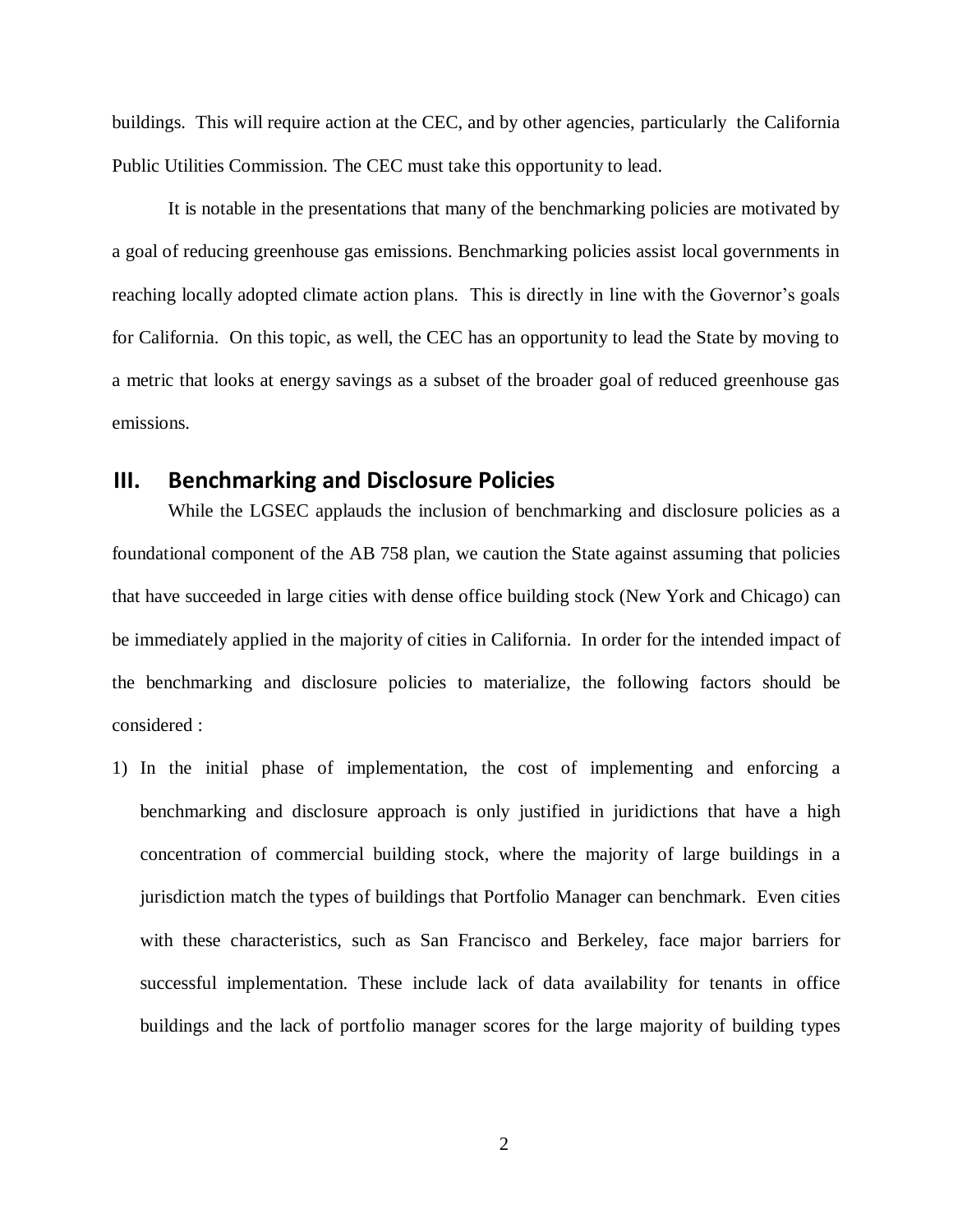buildings. This will require action at the CEC, and by other agencies, particularly the California Public Utilities Commission. The CEC must take this opportunity to lead.

It is notable in the presentations that many of the benchmarking policies are motivated by a goal of reducing greenhouse gas emissions. Benchmarking policies assist local governments in reaching locally adopted climate action plans. This is directly in line with the Governor's goals for California. On this topic, as well, the CEC has an opportunity to lead the State by moving to a metric that looks at energy savings as a subset of the broader goal of reduced greenhouse gas emissions.

## III. Benchmarking and Disclosure Policies

While the LGSEC applauds the inclusion of benchmarking and disclosure policies as a foundational component of the AB 758 plan, we caution the State against assuming that policies that have succeeded in large cities with dense office building stock (New York and Chicago) can be immediately applied in the majority of cities in California. In order for the intended impact of the benchmarking and disclosure policies to materialize, the following factors should be considered :

1) In the initial phase of implementation, the cost of implementing and enforcing a benchmarking and disclosure approach is only justified in juridictions that have a high concentration of commercial building stock, where the majority of large buildings in a jurisdiction match the types of buildings that Portfolio Manager can benchmark. Even cities with these characteristics, such as San Francisco and Berkeley, face major barriers for successful implementation. These include lack of data availability for tenants in office buildings and the lack of portfolio manager scores for the large majority of building types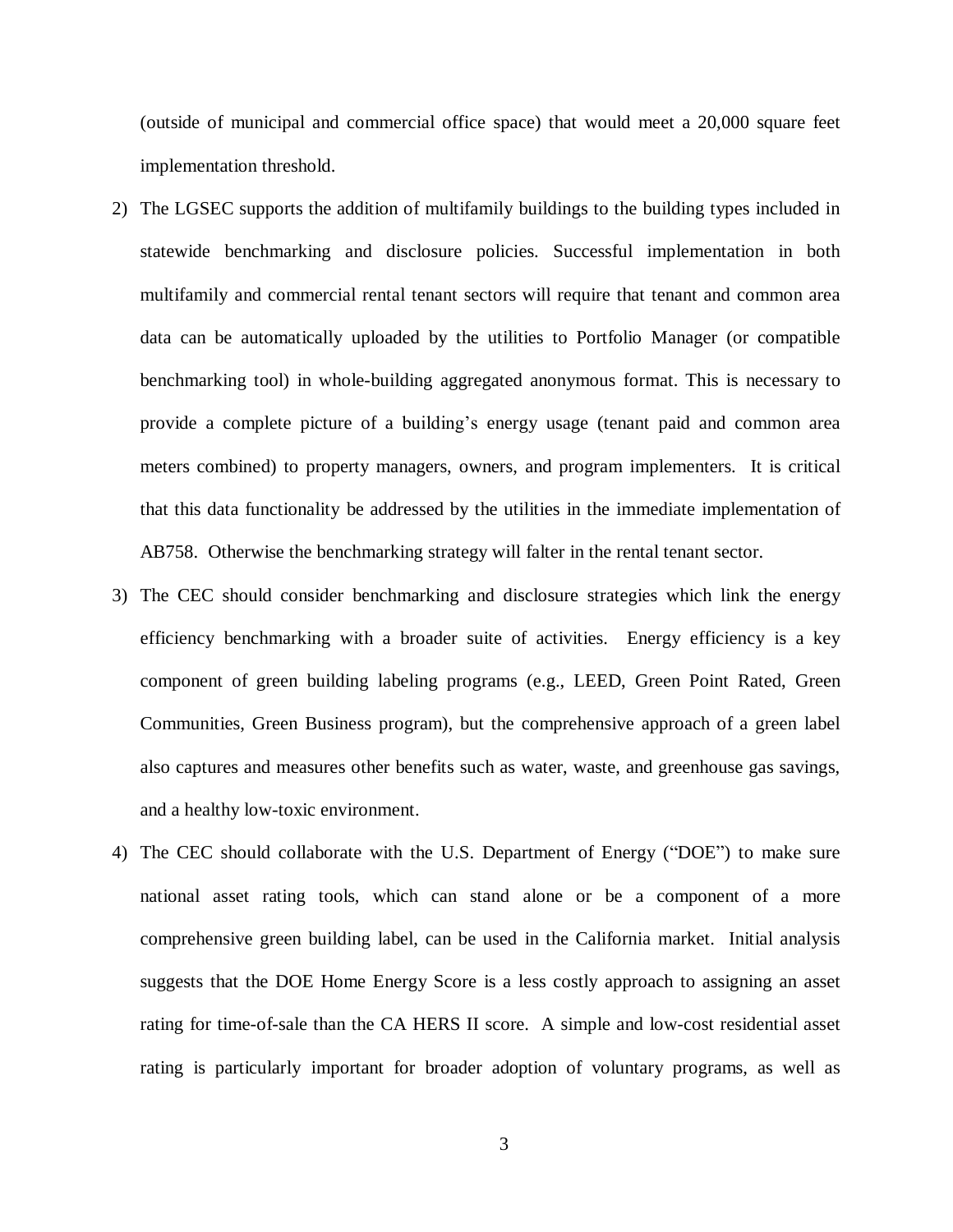(outside of municipal and commercial office space) that would meet a 20,000 square feet implementation threshold.

2) The LGSEC supports the addition of multifamily buildings to the building types included in statewide benchmarking and disclosure policies. Successful implementation in both multifamily and commercial rental tenant sectors will require that tenant and common area data can be automatically uploaded by the utilities to Portfolio Manager (or compatible benchmarking tool) in whole-building aggregated anonymous format. This is necessary to provide a complete picture of a building's energy usage (tenant paid and common area meters combined) to property managers, owners, and program implementers. It is critical that this data functionality be addressed by the utilities in the immediate implementation of AB758. Otherwise the benchmarking strategy will falter in the rental tenant sector.

3) The CEC should consider benchmarking and disclosure strategies which link the energy efficiency benchmarking with a broader suite of activities. Energy efficiency is a key component of green building labeling programs (e.g., LEED, Green Point Rated, Green Communities, Green Business program), but the comprehensive approach of a green label also captures and measures other benefits such as water, waste, and greenhouse gas savings, and a healthy low-toxic environment.

4) The CEC should collaborate with the U.S. Department of Energy ("DOE") to make sure national asset rating tools, which can stand alone or be a component of a more comprehensive green building label, can be used in the California market. Initial analysis suggests that the DOE Home Energy Score is a less costly approach to assigning an asset rating for time-of-sale than the CA HERS II score. A simple and low-cost residential asset rating is particularly important for broader adoption of voluntary programs, as well as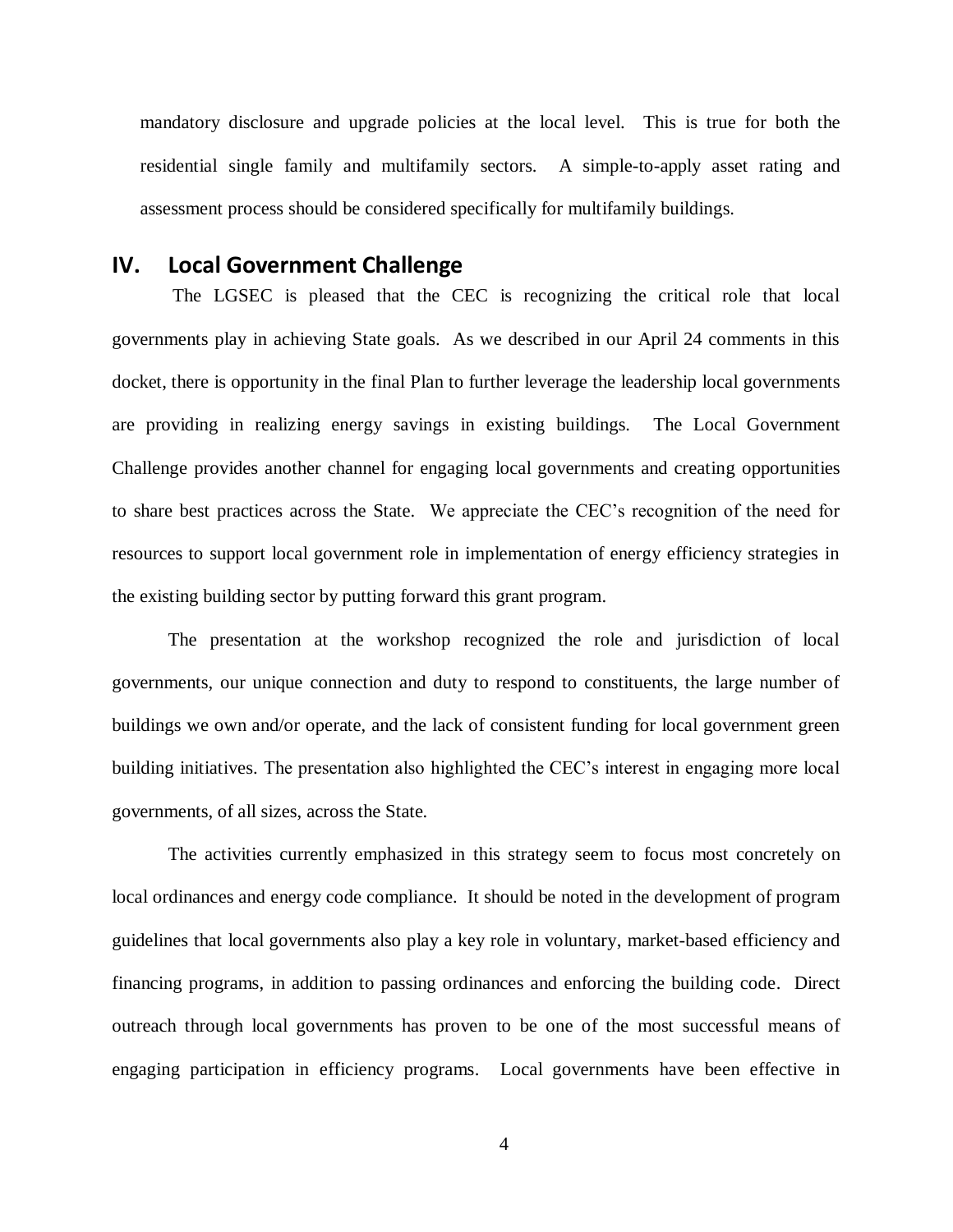mandatory disclosure and upgrade policies at the local level. This is true for both the residential single family and multifamily sectors. A simple-to-apply asset rating and assessment process should be considered specifically for multifamily buildings.

## IV. Local Government Challenge

The LGSEC is pleased that the CEC is recognizing the critical role that local governments play in achieving State goals. As we described in our April 24 comments in this docket, there is opportunity in the final Plan to further leverage the leadership local governments are providing in realizing energy savings in existing buildings. The Local Government Challenge provides another channel for engaging local governments and creating opportunities to share best practices across the State. We appreciate the CEC's recognition of the need for resources to support local government role in implementation of energy efficiency strategies in the existing building sector by putting forward this grant program.

The presentation at the workshop recognized the role and jurisdiction of local governments, our unique connection and duty to respond to constituents, the large number of buildings we own and/or operate, and the lack of consistent funding for local government green building initiatives. The presentation also highlighted the CEC's interest in engaging more local governments, of all sizes, across the State.

The activities currently emphasized in this strategy seem to focus most concretely on local ordinances and energy code compliance. It should be noted in the development of program guidelines that local governments also play a key role in voluntary, market-based efficiency and financing programs, in addition to passing ordinances and enforcing the building code. Direct outreach through local governments has proven to be one of the most successful means of engaging participation in efficiency programs. Local governments have been effective in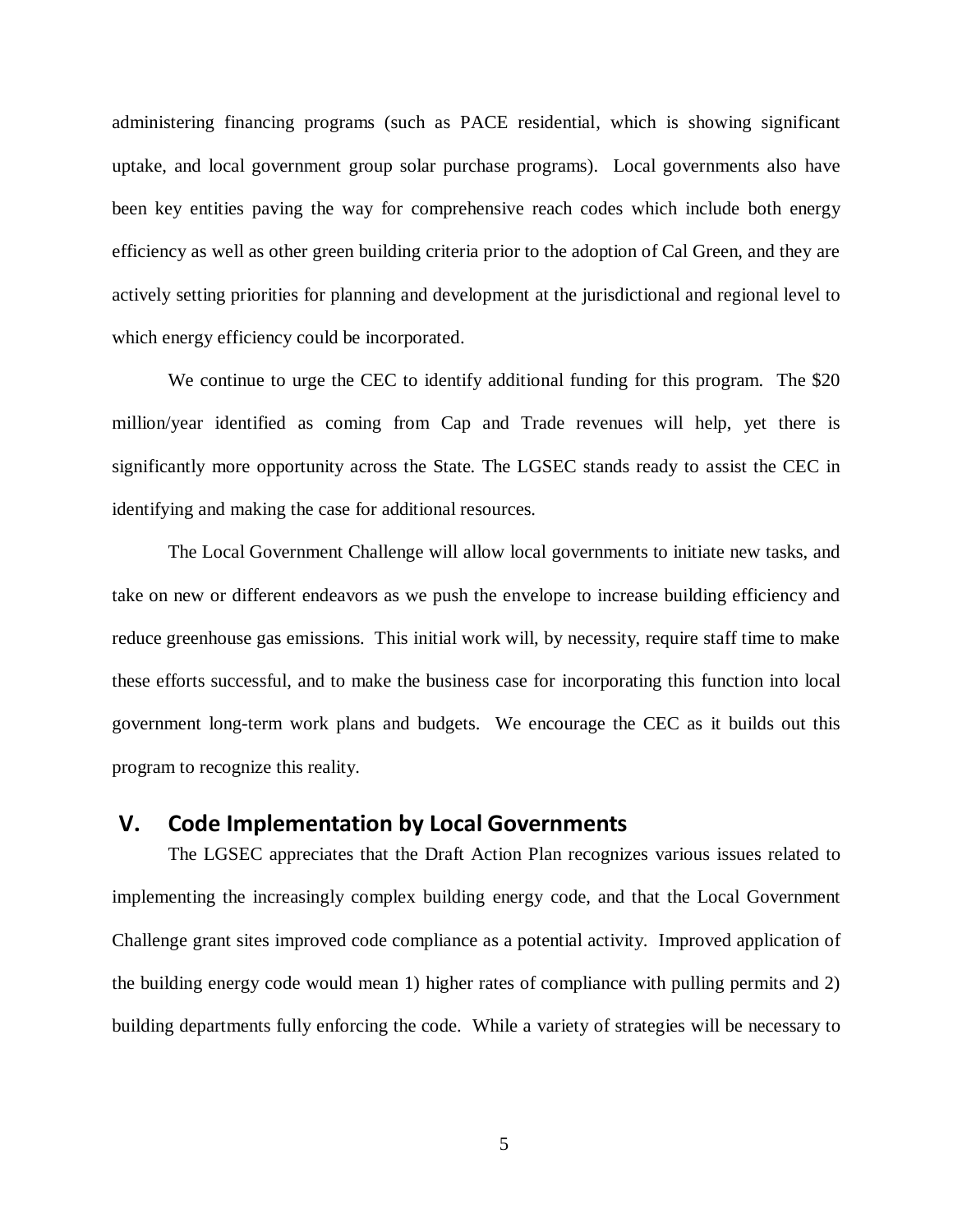administering financing programs (such as PACE residential, which is showing significant uptake, and local government group solar purchase programs). Local governments also have been key entities paving the way for comprehensive reach codes which include both energy efficiency as well as other green building criteria prior to the adoption of Cal Green, and they are actively setting priorities for planning and development at the jurisdictional and regional level to which energy efficiency could be incorporated.

We continue to urge the CEC to identify additional funding for this program. The $20 million/year identified as coming from Cap and Trade revenues will help, yet there is significantly more opportunity across the State. The LGSEC stands ready to assist the CEC in identifying and making the case for additional resources.

The Local Government Challenge will allow local governments to initiate new tasks, and take on new or different endeavors as we push the envelope to increase building efficiency and reduce greenhouse gas emissions. This initial work will, by necessity, require staff time to make these efforts successful, and to make the business case for incorporating this function into local government long-term work plans and budgets. We encourage the CEC as it builds out this program to recognize this reality.

## V. Code Implementation by Local Governments

The LGSEC appreciates that the Draft Action Plan recognizes various issues related to implementing the increasingly complex building energy code, and that the Local Government Challenge grant sites improved code compliance as a potential activity. Improved application of the building energy code would mean 1) higher rates of compliance with pulling permits and 2) building departments fully enforcing the code. While a variety of strategies will be necessary to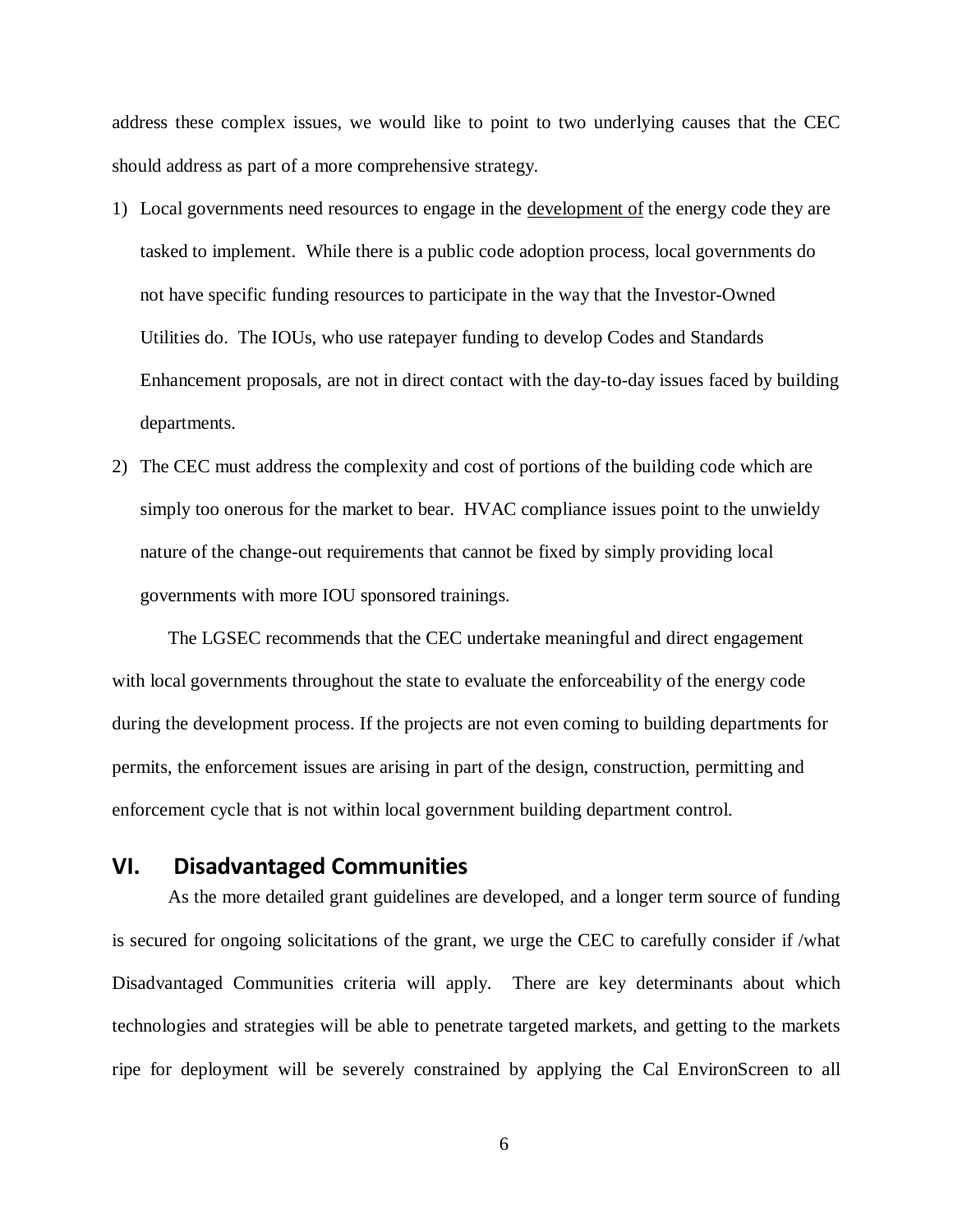address these complex issues, we would like to point to two underlying causes that the CEC should address as part of a more comprehensive strategy.

1) Local governments need resources to engage in the <u>development of</u> the energy code they are tasked to implement. While there is a public code adoption process, local governments do not have specific funding resources to participate in the way that the Investor-Owned Utilities do. The IOUs, who use ratepayer funding to develop Codes and Standards Enhancement proposals, are not in direct contact with the day-to-day issues faced by building departments.
2) The CEC must address the complexity and cost of portions of the building code which are simply too onerous for the market to bear. HVAC compliance issues point to the unwieldy nature of the change-out requirements that cannot be fixed by simply providing local governments with more IOU sponsored trainings.

The LGSEC recommends that the CEC undertake meaningful and direct engagement with local governments throughout the state to evaluate the enforceability of the energy code during the development process. If the projects are not even coming to building departments for permits, the enforcement issues are arising in part of the design, construction, permitting and enforcement cycle that is not within local government building department control.

## VI. Disadvantaged Communities

As the more detailed grant guidelines are developed, and a longer term source of funding is secured for ongoing solicitations of the grant, we urge the CEC to carefully consider if /what Disadvantaged Communities criteria will apply. There are key determinants about which technologies and strategies will be able to penetrate targeted markets, and getting to the markets ripe for deployment will be severely constrained by applying the Cal EnvironScreen to all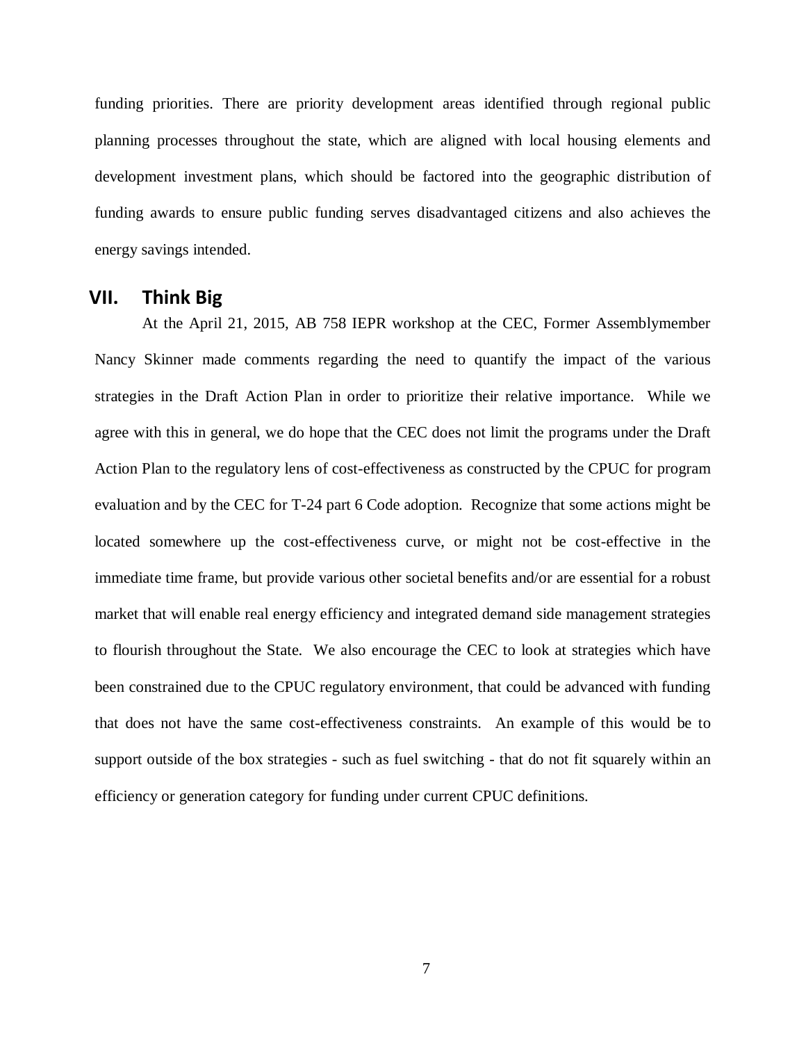funding priorities. There are priority development areas identified through regional public planning processes throughout the state, which are aligned with local housing elements and development investment plans, which should be factored into the geographic distribution of funding awards to ensure public funding serves disadvantaged citizens and also achieves the energy savings intended.

## VII. Think Big

At the April 21, 2015, AB 758 IEPR workshop at the CEC, Former Assemblymember Nancy Skinner made comments regarding the need to quantify the impact of the various strategies in the Draft Action Plan in order to prioritize their relative importance. While we agree with this in general, we do hope that the CEC does not limit the programs under the Draft Action Plan to the regulatory lens of cost-effectiveness as constructed by the CPUC for program evaluation and by the CEC for T-24 part 6 Code adoption. Recognize that some actions might be located somewhere up the cost-effectiveness curve, or might not be cost-effective in the immediate time frame, but provide various other societal benefits and/or are essential for a robust market that will enable real energy efficiency and integrated demand side management strategies to flourish throughout the State. We also encourage the CEC to look at strategies which have been constrained due to the CPUC regulatory environment, that could be advanced with funding that does not have the same cost-effectiveness constraints. An example of this would be to support outside of the box strategies - such as fuel switching - that do not fit squarely within an efficiency or generation category for funding under current CPUC definitions.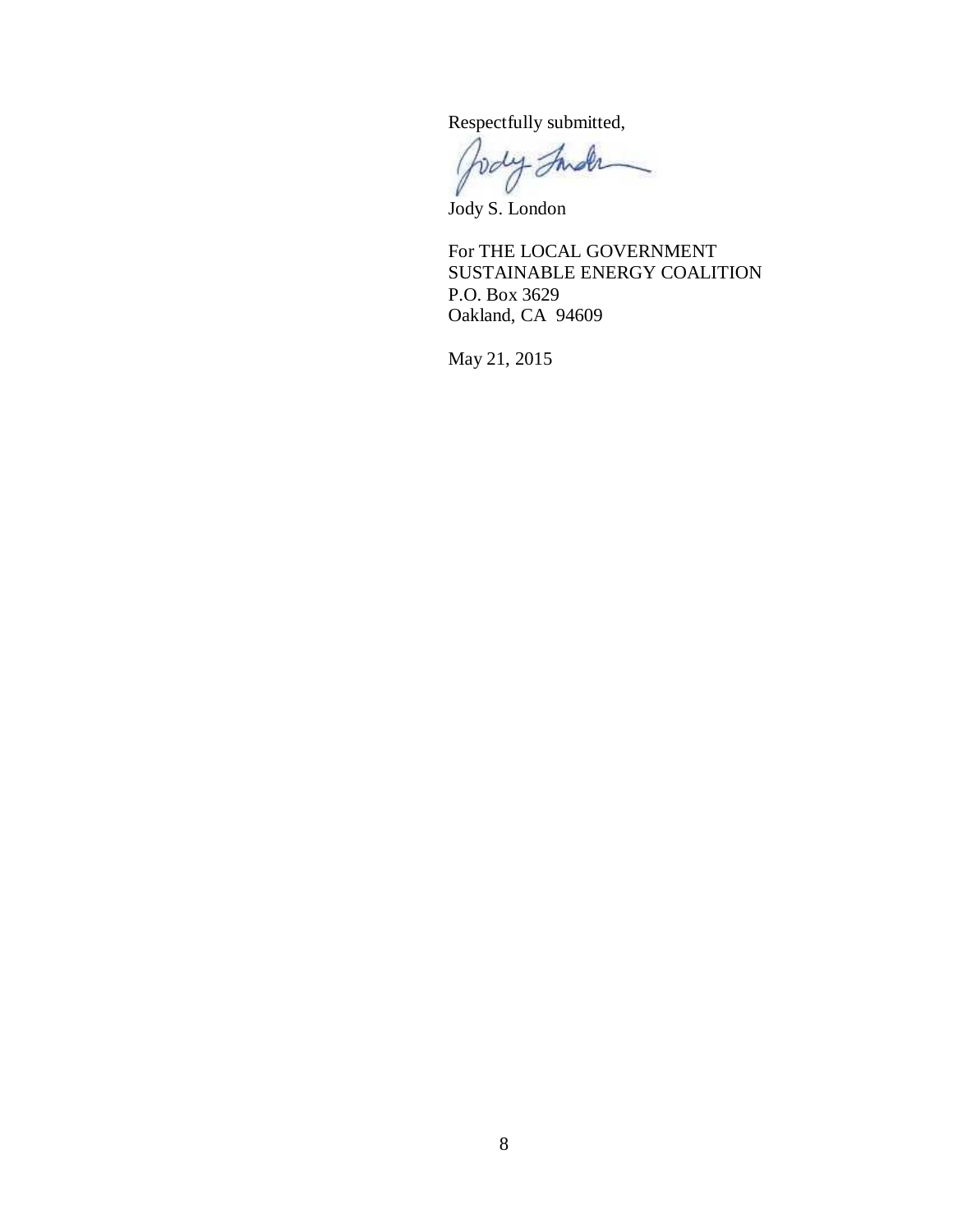Respectfully submitted,

Jody S. London

For THE LOCAL GOVERNMENT  
SUSTAINABLE ENERGY COALITION  
P.O. Box 3629  
Oakland, CA 94609

May 21, 2015